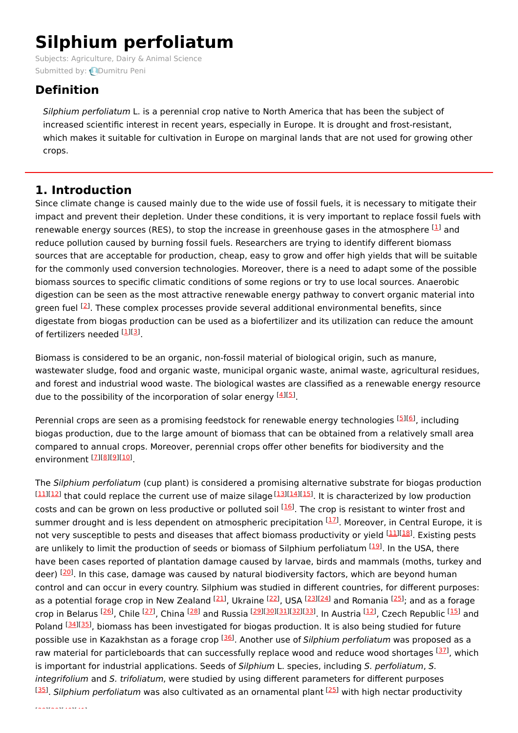# Silphium perfoliatum

Subjects: Agriculture, Dairy & Animal Science

Submitted by: Dumitru Peni

## Definition

*Silphium perfoliatum* L. is a perennial crop native to North America that has been the subject of increased scientific interest in recent years, especially in Europe. It is drought and frost-resistant, which makes it suitable for cultivation in Europe on marginal lands that are not used for growing other crops.

## 1. Introduction

Since climate change is caused mainly due to the wide use of fossil fuels, it is necessary to mitigate their impact and prevent their depletion. Under these conditions, it is very important to replace fossil fuels with renewable energy sources (RES), to stop the increase in greenhouse gases in the atmosphere [1] and reduce pollution caused by burning fossil fuels. Researchers are trying to identify different biomass sources that are acceptable for production, cheap, easy to grow and offer high yields that will be suitable for the commonly used conversion technologies. Moreover, there is a need to adapt some of the possible biomass sources to specific climatic conditions of some regions or try to use local sources. Anaerobic digestion can be seen as the most attractive renewable energy pathway to convert organic material into green fuel [2]. These complex processes provide several additional environmental benefits, since digestate from biogas production can be used as a biofertilizer and its utilization can reduce the amount of fertilizers needed [1][3].

Biomass is considered to be an organic, non-fossil material of biological origin, such as manure, wastewater sludge, food and organic waste, municipal organic waste, animal waste, agricultural residues, and forest and industrial wood waste. The biological wastes are classified as a renewable energy resource due to the possibility of the incorporation of solar energy [4][5].

Perennial crops are seen as a promising feedstock for renewable energy technologies [5][6], including biogas production, due to the large amount of biomass that can be obtained from a relatively small area compared to annual crops. Moreover, perennial crops offer other benefits for biodiversity and the environment [7][8][9][10].

The *Silphium perfoliatum* (cup plant) is considered a promising alternative substrate for biogas production [11][12] that could replace the current use of maize silage [13][14][15]. It is characterized by low production costs and can be grown on less productive or polluted soil [16]. The crop is resistant to winter frost and summer drought and is less dependent on atmospheric precipitation [17]. Moreover, in Central Europe, it is not very susceptible to pests and diseases that affect biomass productivity or yield [11][18]. Existing pests are unlikely to limit the production of seeds or biomass of Silphium perfoliatum [19]. In the USA, there have been cases reported of plantation damage caused by larvae, birds and mammals (moths, turkey and deer) [20]. In this case, damage was caused by natural biodiversity factors, which are beyond human control and can occur in every country. Silphium was studied in different countries, for different purposes: as a potential forage crop in New Zealand [21], Ukraine [22], USA [23][24] and Romania [25]; and as a forage crop in Belarus [26], Chile [27], China [28] and Russia [29][30][31][32][33]. In Austria [12], Czech Republic [15] and Poland [34][35], biomass has been investigated for biogas production. It is also being studied for future possible use in Kazakhstan as a forage crop [36]. Another use of *Silphium perfoliatum* was proposed as a raw material for particleboards that can successfully replace wood and reduce wood shortages [37], which is important for industrial applications. Seeds of *Silphium* L. species, including *S. perfoliatum*, *S. integrifolium* and *S. trifoliatum*, were studied by using different parameters for different purposes [35]. *Silphium perfoliatum* was also cultivated as an ornamental plant [25] with high nectar productivity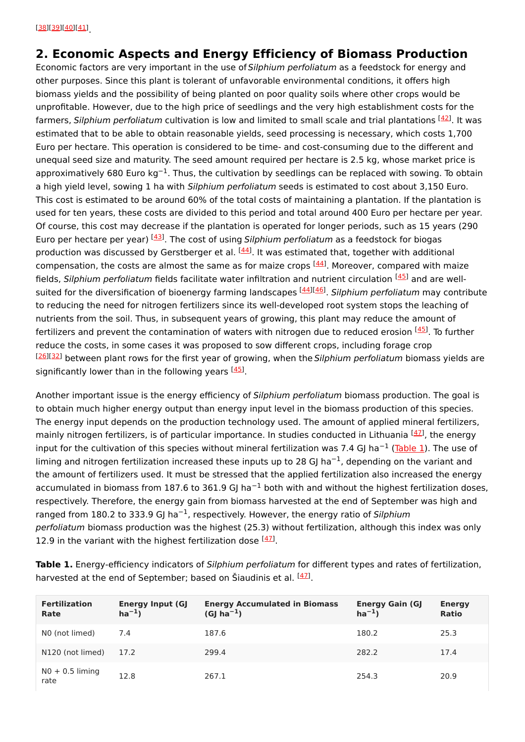[38][39][40][41].

## 2. Economic Aspects and Energy Efficiency of Biomass Production

Economic factors are very important in the use of *Silphium perfoliatum* as a feedstock for energy and other purposes. Since this plant is tolerant of unfavorable environmental conditions, it offers high biomass yields and the possibility of being planted on poor quality soils where other crops would be unprofitable. However, due to the high price of seedlings and the very high establishment costs for the farmers, *Silphium perfoliatum* cultivation is low and limited to small scale and trial plantations [42]. It was estimated that to be able to obtain reasonable yields, seed processing is necessary, which costs 1,700 Euro per hectare. This operation is considered to be time- and cost-consuming due to the different and unequal seed size and maturity. The seed amount required per hectare is 2.5 kg, whose market price is approximatively 680 Euro kg$^{-1}$. Thus, the cultivation by seedlings can be replaced with sowing. To obtain a high yield level, sowing 1 ha with *Silphium perfoliatum* seeds is estimated to cost about 3,150 Euro. This cost is estimated to be around 60% of the total costs of maintaining a plantation. If the plantation is used for ten years, these costs are divided to this period and total around 400 Euro per hectare per year. Of course, this cost may decrease if the plantation is operated for longer periods, such as 15 years (290 Euro per hectare per year) [43]. The cost of using *Silphium perfoliatum* as a feedstock for biogas production was discussed by Gerstberger et al. [44]. It was estimated that, together with additional compensation, the costs are almost the same as for maize crops [44]. Moreover, compared with maize fields, *Silphium perfoliatum* fields facilitate water infiltration and nutrient circulation [45] and are well-suited for the diversification of bioenergy farming landscapes [44][46]. *Silphium perfoliatum* may contribute to reducing the need for nitrogen fertilizers since its well-developed root system stops the leaching of nutrients from the soil. Thus, in subsequent years of growing, this plant may reduce the amount of fertilizers and prevent the contamination of waters with nitrogen due to reduced erosion [45]. To further reduce the costs, in some cases it was proposed to sow different crops, including forage crop [26][32] between plant rows for the first year of growing, when the *Silphium perfoliatum* biomass yields are significantly lower than in the following years [45].

Another important issue is the energy efficiency of *Silphium perfoliatum* biomass production. The goal is to obtain much higher energy output than energy input level in the biomass production of this species. The energy input depends on the production technology used. The amount of applied mineral fertilizers, mainly nitrogen fertilizers, is of particular importance. In studies conducted in Lithuania [47], the energy input for the cultivation of this species without mineral fertilization was 7.4 GJ ha$^{-1}$ (Table 1). The use of liming and nitrogen fertilization increased these inputs up to 28 GJ ha$^{-1}$, depending on the variant and the amount of fertilizers used. It must be stressed that the applied fertilization also increased the energy accumulated in biomass from 187.6 to 361.9 GJ ha$^{-1}$ both with and without the highest fertilization doses, respectively. Therefore, the energy gain from biomass harvested at the end of September was high and ranged from 180.2 to 333.9 GJ ha$^{-1}$, respectively. However, the energy ratio of *Silphium perfoliatum* biomass production was the highest (25.3) without fertilization, although this index was only 12.9 in the variant with the highest fertilization dose [47].

**Table 1.** Energy-efficiency indicators of *Silphium perfoliatum* for different types and rates of fertilization, harvested at the end of September; based on Šiaudinis et al. [47].

| Fertilization Rate | Energy Input (GJ ha$^{-1}$) | Energy Accumulated in Biomass (GJ ha$^{-1}$) | Energy Gain (GJ ha$^{-1}$) | Energy Ratio |
|---|---|---|---|---|
| N0 (not limed) | 7.4 | 187.6 | 180.2 | 25.3 |
| N120 (not limed) | 17.2 | 299.4 | 282.2 | 17.4 |
| N0 + 0.5 liming rate | 12.8 | 267.1 | 254.3 | 20.9 |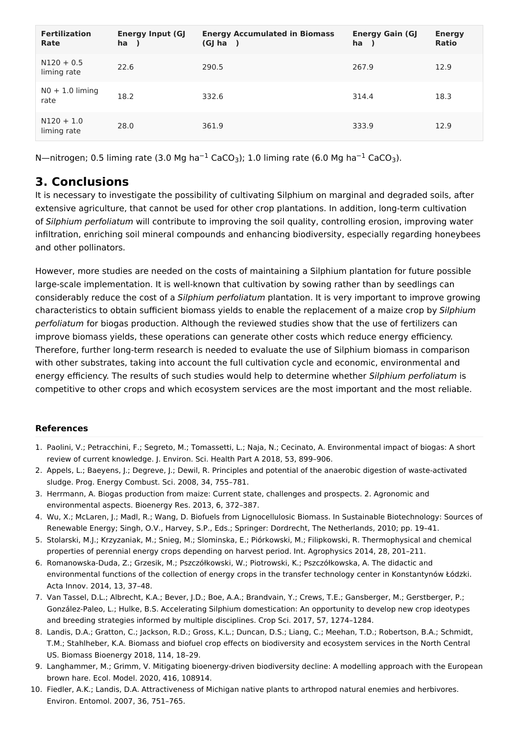| Fertilization Rate | Energy Input (GJ ha ) | Energy Accumulated in Biomass (GJ ha ) | Energy Gain (GJ ha ) | Energy Ratio |
|---|---|---|---|---|
| N120 + 0.5 liming rate | 22.6 | 290.5 | 267.9 | 12.9 |
| N0 + 1.0 liming rate | 18.2 | 332.6 | 314.4 | 18.3 |
| N120 + 1.0 liming rate | 28.0 | 361.9 | 333.9 | 12.9 |

N—nitrogen; 0.5 liming rate (3.0 Mg $ha^{-1}$ $CaCO_3$); 1.0 liming rate (6.0 Mg $ha^{-1}$ $CaCO_3$).

## 3. Conclusions

It is necessary to investigate the possibility of cultivating Silphium on marginal and degraded soils, after extensive agriculture, that cannot be used for other crop plantations. In addition, long-term cultivation of *Silphium perfoliatum* will contribute to improving the soil quality, controlling erosion, improving water infiltration, enriching soil mineral compounds and enhancing biodiversity, especially regarding honeybees and other pollinators.

However, more studies are needed on the costs of maintaining a Silphium plantation for future possible large-scale implementation. It is well-known that cultivation by sowing rather than by seedlings can considerably reduce the cost of a *Silphium perfoliatum* plantation. It is very important to improve growing characteristics to obtain sufficient biomass yields to enable the replacement of a maize crop by *Silphium perfoliatum* for biogas production. Although the reviewed studies show that the use of fertilizers can improve biomass yields, these operations can generate other costs which reduce energy efficiency. Therefore, further long-term research is needed to evaluate the use of Silphium biomass in comparison with other substrates, taking into account the full cultivation cycle and economic, environmental and energy efficiency. The results of such studies would help to determine whether *Silphium perfoliatum* is competitive to other crops and which ecosystem services are the most important and the most reliable.

**References**

1. Paolini, V.; Petracchini, F.; Segreto, M.; Tomassetti, L.; Naja, N.; Cecinato, A. Environmental impact of biogas: A short review of current knowledge. J. Environ. Sci. Health Part A 2018, 53, 899–906.
2. Appels, L.; Baeyens, J.; Degreve, J.; Dewil, R. Principles and potential of the anaerobic digestion of waste-activated sludge. Prog. Energy Combust. Sci. 2008, 34, 755–781.
3. Herrmann, A. Biogas production from maize: Current state, challenges and prospects. 2. Agronomic and environmental aspects. Bioenergy Res. 2013, 6, 372–387.
4. Wu, X.; McLaren, J.; Madl, R.; Wang, D. Biofuels from Lignocellulosic Biomass. In Sustainable Biotechnology: Sources of Renewable Energy; Singh, O.V., Harvey, S.P., Eds.; Springer: Dordrecht, The Netherlands, 2010; pp. 19–41.
5. Stolarski, M.J.; Krzyzaniak, M.; Snieg, M.; Slominska, E.; Piórkowski, M.; Filipkowski, R. Thermophysical and chemical properties of perennial energy crops depending on harvest period. Int. Agrophysics 2014, 28, 201–211.
6. Romanowska-Duda, Z.; Grzesik, M.; Pszczółkowski, W.; Piotrowski, K.; Pszczółkowska, A. The didactic and environmental functions of the collection of energy crops in the transfer technology center in Konstantynów Łódzki. Acta Innov. 2014, 13, 37–48.
7. Van Tassel, D.L.; Albrecht, K.A.; Bever, J.D.; Boe, A.A.; Brandvain, Y.; Crews, T.E.; Gansberger, M.; Gerstberger, P.; González-Paleo, L.; Hulke, B.S. Accelerating Silphium domestication: An opportunity to develop new crop ideotypes and breeding strategies informed by multiple disciplines. Crop Sci. 2017, 57, 1274–1284.
8. Landis, D.A.; Gratton, C.; Jackson, R.D.; Gross, K.L.; Duncan, D.S.; Liang, C.; Meehan, T.D.; Robertson, B.A.; Schmidt, T.M.; Stahlheber, K.A. Biomass and biofuel crop effects on biodiversity and ecosystem services in the North Central US. Biomass Bioenergy 2018, 114, 18–29.
9. Langhammer, M.; Grimm, V. Mitigating bioenergy-driven biodiversity decline: A modelling approach with the European brown hare. Ecol. Model. 2020, 416, 108914.
10. Fiedler, A.K.; Landis, D.A. Attractiveness of Michigan native plants to arthropod natural enemies and herbivores. Environ. Entomol. 2007, 36, 751–765.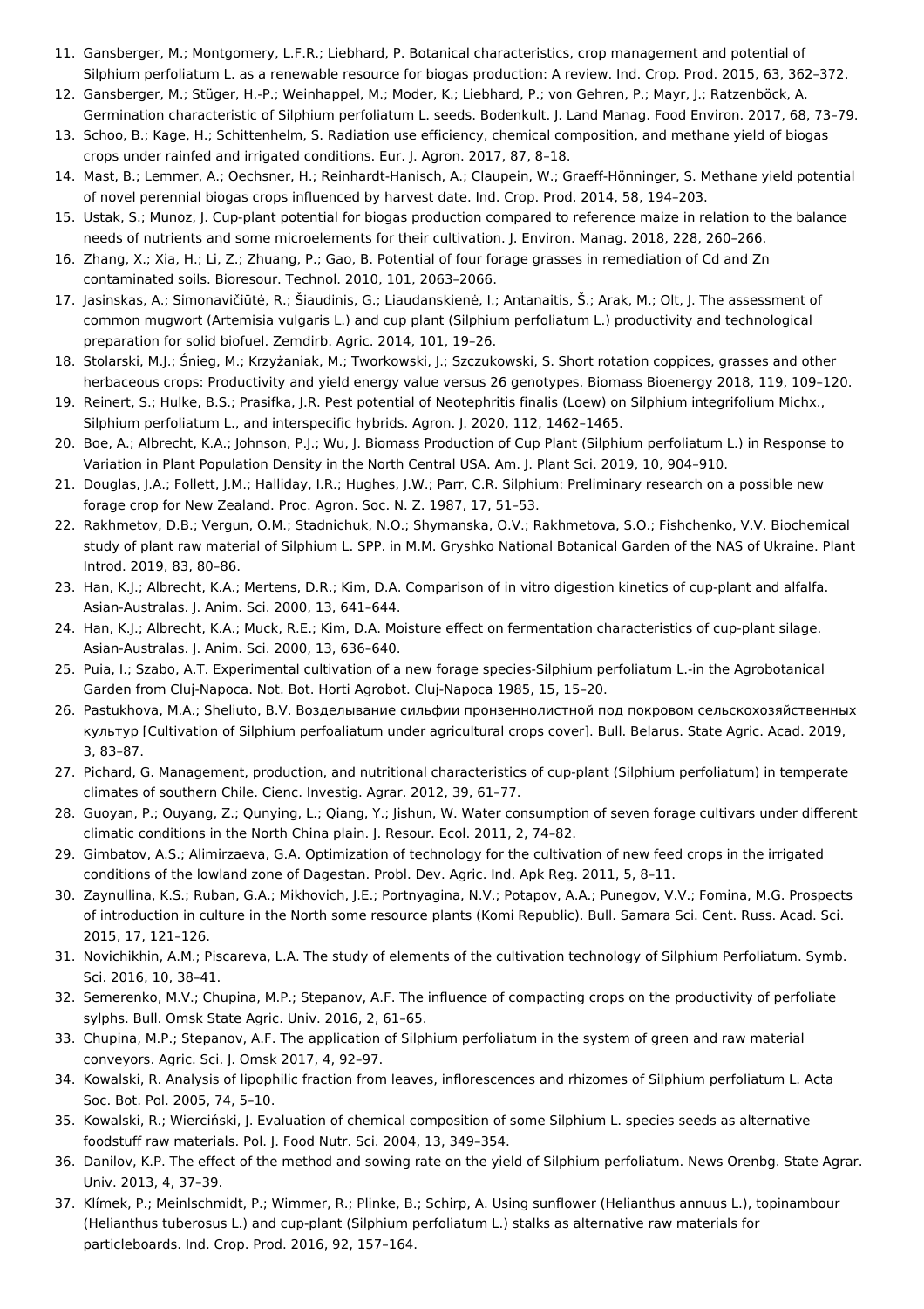11. Gansberger, M.; Montgomery, L.F.R.; Liebhard, P. Botanical characteristics, crop management and potential of Silphium perfoliatum L. as a renewable resource for biogas production: A review. Ind. Crop. Prod. 2015, 63, 362–372.
12. Gansberger, M.; Stüger, H.-P.; Weinhappel, M.; Moder, K.; Liebhard, P.; von Gehren, P.; Mayr, J.; Ratzenböck, A. Germination characteristic of Silphium perfoliatum L. seeds. Bodenkult. J. Land Manag. Food Environ. 2017, 68, 73–79.
13. Schoo, B.; Kage, H.; Schittenhelm, S. Radiation use efficiency, chemical composition, and methane yield of biogas crops under rainfed and irrigated conditions. Eur. J. Agron. 2017, 87, 8–18.
14. Mast, B.; Lemmer, A.; Oechsner, H.; Reinhardt-Hanisch, A.; Claupein, W.; Graeff-Hönninger, S. Methane yield potential of novel perennial biogas crops influenced by harvest date. Ind. Crop. Prod. 2014, 58, 194–203.
15. Ustak, S.; Munoz, J. Cup-plant potential for biogas production compared to reference maize in relation to the balance needs of nutrients and some microelements for their cultivation. J. Environ. Manag. 2018, 228, 260–266.
16. Zhang, X.; Xia, H.; Li, Z.; Zhuang, P.; Gao, B. Potential of four forage grasses in remediation of Cd and Zn contaminated soils. Bioresour. Technol. 2010, 101, 2063–2066.
17. Jasinskas, A.; Simonavičiūtė, R.; Šiaudinis, G.; Liaudanskienė, I.; Antanaitis, Š.; Arak, M.; Olt, J. The assessment of common mugwort (Artemisia vulgaris L.) and cup plant (Silphium perfoliatum L.) productivity and technological preparation for solid biofuel. Zemdirb. Agric. 2014, 101, 19–26.
18. Stolarski, M.J.; Śnieg, M.; Krzyżaniak, M.; Tworkowski, J.; Szczukowski, S. Short rotation coppices, grasses and other herbaceous crops: Productivity and yield energy value versus 26 genotypes. Biomass Bioenergy 2018, 119, 109–120.
19. Reinert, S.; Hulke, B.S.; Prasifka, J.R. Pest potential of Neotephritis finalis (Loew) on Silphium integrifolium Michx., Silphium perfoliatum L., and interspecific hybrids. Agron. J. 2020, 112, 1462–1465.
20. Boe, A.; Albrecht, K.A.; Johnson, P.J.; Wu, J. Biomass Production of Cup Plant (Silphium perfoliatum L.) in Response to Variation in Plant Population Density in the North Central USA. Am. J. Plant Sci. 2019, 10, 904–910.
21. Douglas, J.A.; Follett, J.M.; Halliday, I.R.; Hughes, J.W.; Parr, C.R. Silphium: Preliminary research on a possible new forage crop for New Zealand. Proc. Agron. Soc. N. Z. 1987, 17, 51–53.
22. Rakhmetov, D.B.; Vergun, O.M.; Stadnichuk, N.O.; Shymanska, O.V.; Rakhmetova, S.O.; Fishchenko, V.V. Biochemical study of plant raw material of Silphium L. SPP. in M.M. Gryshko National Botanical Garden of the NAS of Ukraine. Plant Introd. 2019, 83, 80–86.
23. Han, K.J.; Albrecht, K.A.; Mertens, D.R.; Kim, D.A. Comparison of in vitro digestion kinetics of cup-plant and alfalfa. Asian-Australas. J. Anim. Sci. 2000, 13, 641–644.
24. Han, K.J.; Albrecht, K.A.; Muck, R.E.; Kim, D.A. Moisture effect on fermentation characteristics of cup-plant silage. Asian-Australas. J. Anim. Sci. 2000, 13, 636–640.
25. Puia, I.; Szabo, A.T. Experimental cultivation of a new forage species-Silphium perfoliatum L.-in the Agrobotanical Garden from Cluj-Napoca. Not. Bot. Horti Agrobot. Cluj-Napoca 1985, 15, 15–20.
26. Pastukhova, M.A.; Sheliuto, B.V. Возделывание сильфии пронзеннолистной под покровом сельскохозяйственных культур [Cultivation of Silphium perfoaliatum under agricultural crops cover]. Bull. Belarus. State Agric. Acad. 2019, 3, 83–87.
27. Pichard, G. Management, production, and nutritional characteristics of cup-plant (Silphium perfoliatum) in temperate climates of southern Chile. Cienc. Investig. Agrar. 2012, 39, 61–77.
28. Guoyan, P.; Ouyang, Z.; Qunying, L.; Qiang, Y.; Jishun, W. Water consumption of seven forage cultivars under different climatic conditions in the North China plain. J. Resour. Ecol. 2011, 2, 74–82.
29. Gimbatov, A.S.; Alimirzaeva, G.A. Optimization of technology for the cultivation of new feed crops in the irrigated conditions of the lowland zone of Dagestan. Probl. Dev. Agric. Ind. Apk Reg. 2011, 5, 8–11.
30. Zaynullina, K.S.; Ruban, G.A.; Mikhovich, J.E.; Portnyagina, N.V.; Potapov, A.A.; Punegov, V.V.; Fomina, M.G. Prospects of introduction in culture in the North some resource plants (Komi Republic). Bull. Samara Sci. Cent. Russ. Acad. Sci. 2015, 17, 121–126.
31. Novichikhin, A.M.; Piscareva, L.A. The study of elements of the cultivation technology of Silphium Perfoliatum. Symb. Sci. 2016, 10, 38–41.
32. Semerenko, M.V.; Chupina, M.P.; Stepanov, A.F. The influence of compacting crops on the productivity of perfoliate sylphs. Bull. Omsk State Agric. Univ. 2016, 2, 61–65.
33. Chupina, M.P.; Stepanov, A.F. The application of Silphium perfoliatum in the system of green and raw material conveyors. Agric. Sci. J. Omsk 2017, 4, 92–97.
34. Kowalski, R. Analysis of lipophilic fraction from leaves, inflorescences and rhizomes of Silphium perfoliatum L. Acta Soc. Bot. Pol. 2005, 74, 5–10.
35. Kowalski, R.; Wierciński, J. Evaluation of chemical composition of some Silphium L. species seeds as alternative foodstuff raw materials. Pol. J. Food Nutr. Sci. 2004, 13, 349–354.
36. Danilov, K.P. The effect of the method and sowing rate on the yield of Silphium perfoliatum. News Orenbg. State Agrar. Univ. 2013, 4, 37–39.
37. Klímek, P.; Meinlschmidt, P.; Wimmer, R.; Plinke, B.; Schirp, A. Using sunflower (Helianthus annuus L.), topinambour (Helianthus tuberosus L.) and cup-plant (Silphium perfoliatum L.) stalks as alternative raw materials for particleboards. Ind. Crop. Prod. 2016, 92, 157–164.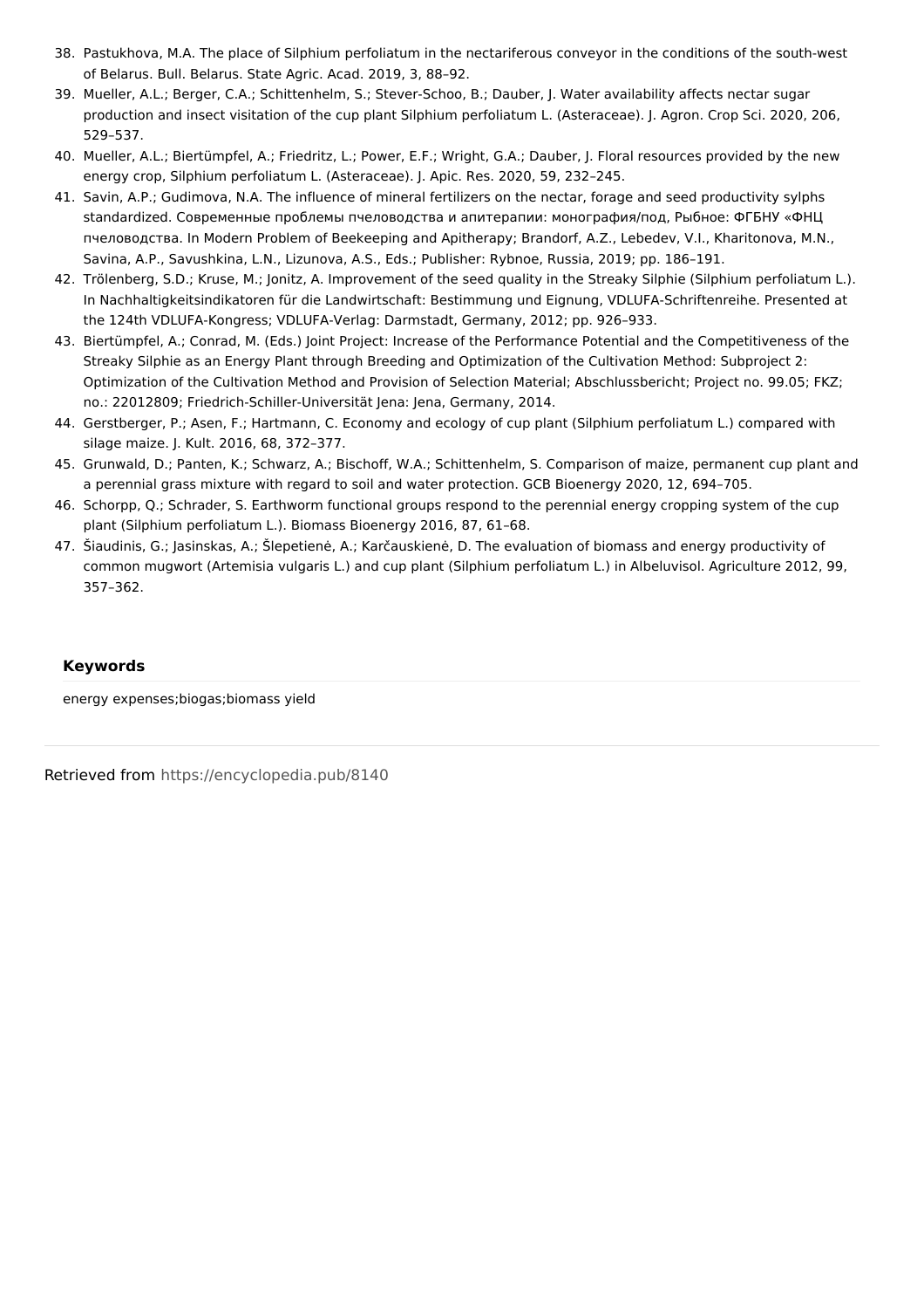38. Pastukhova, M.A. The place of Silphium perfoliatum in the nectariferous conveyor in the conditions of the south-west of Belarus. Bull. Belarus. State Agric. Acad. 2019, 3, 88–92.
39. Mueller, A.L.; Berger, C.A.; Schittenhelm, S.; Stever-Schoo, B.; Dauber, J. Water availability affects nectar sugar production and insect visitation of the cup plant Silphium perfoliatum L. (Asteraceae). J. Agron. Crop Sci. 2020, 206, 529–537.
40. Mueller, A.L.; Biertümpfel, A.; Friedritz, L.; Power, E.F.; Wright, G.A.; Dauber, J. Floral resources provided by the new energy crop, Silphium perfoliatum L. (Asteraceae). J. Apic. Res. 2020, 59, 232–245.
41. Savin, A.P.; Gudimova, N.A. The influence of mineral fertilizers on the nectar, forage and seed productivity sylphs standardized. Современные проблемы пчеловодства и апитерапии: монография/под, Рыбное: ФГБНУ «ФНЦ пчеловодства. In Modern Problem of Beekeeping and Apitherapy; Brandorf, A.Z., Lebedev, V.I., Kharitonova, M.N., Savina, A.P., Savushkina, L.N., Lizunova, A.S., Eds.; Publisher: Rybnoe, Russia, 2019; pp. 186–191.
42. Trölenberg, S.D.; Kruse, M.; Jonitz, A. Improvement of the seed quality in the Streaky Silphie (Silphium perfoliatum L.). In Nachhaltigkeitsindikatoren für die Landwirtschaft: Bestimmung und Eignung, VDLUFA-Schriftenreihe. Presented at the 124th VDLUFA-Kongress; VDLUFA-Verlag: Darmstadt, Germany, 2012; pp. 926–933.
43. Biertümpfel, A.; Conrad, M. (Eds.) Joint Project: Increase of the Performance Potential and the Competitiveness of the Streaky Silphie as an Energy Plant through Breeding and Optimization of the Cultivation Method: Subproject 2: Optimization of the Cultivation Method and Provision of Selection Material; Abschlussbericht; Project no. 99.05; FKZ; no.: 22012809; Friedrich-Schiller-Universität Jena: Jena, Germany, 2014.
44. Gerstberger, P.; Asen, F.; Hartmann, C. Economy and ecology of cup plant (Silphium perfoliatum L.) compared with silage maize. J. Kult. 2016, 68, 372–377.
45. Grunwald, D.; Panten, K.; Schwarz, A.; Bischoff, W.A.; Schittenhelm, S. Comparison of maize, permanent cup plant and a perennial grass mixture with regard to soil and water protection. GCB Bioenergy 2020, 12, 694–705.
46. Schorpp, Q.; Schrader, S. Earthworm functional groups respond to the perennial energy cropping system of the cup plant (Silphium perfoliatum L.). Biomass Bioenergy 2016, 87, 61–68.
47. Šiaudinis, G.; Jasinskas, A.; Šlepetienė, A.; Karčauskienė, D. The evaluation of biomass and energy productivity of common mugwort (Artemisia vulgaris L.) and cup plant (Silphium perfoliatum L.) in Albeluvisol. Agriculture 2012, 99, 357–362.

**Keywords**

energy expenses;biogas;biomass yield

Retrieved from https://encyclopedia.pub/8140